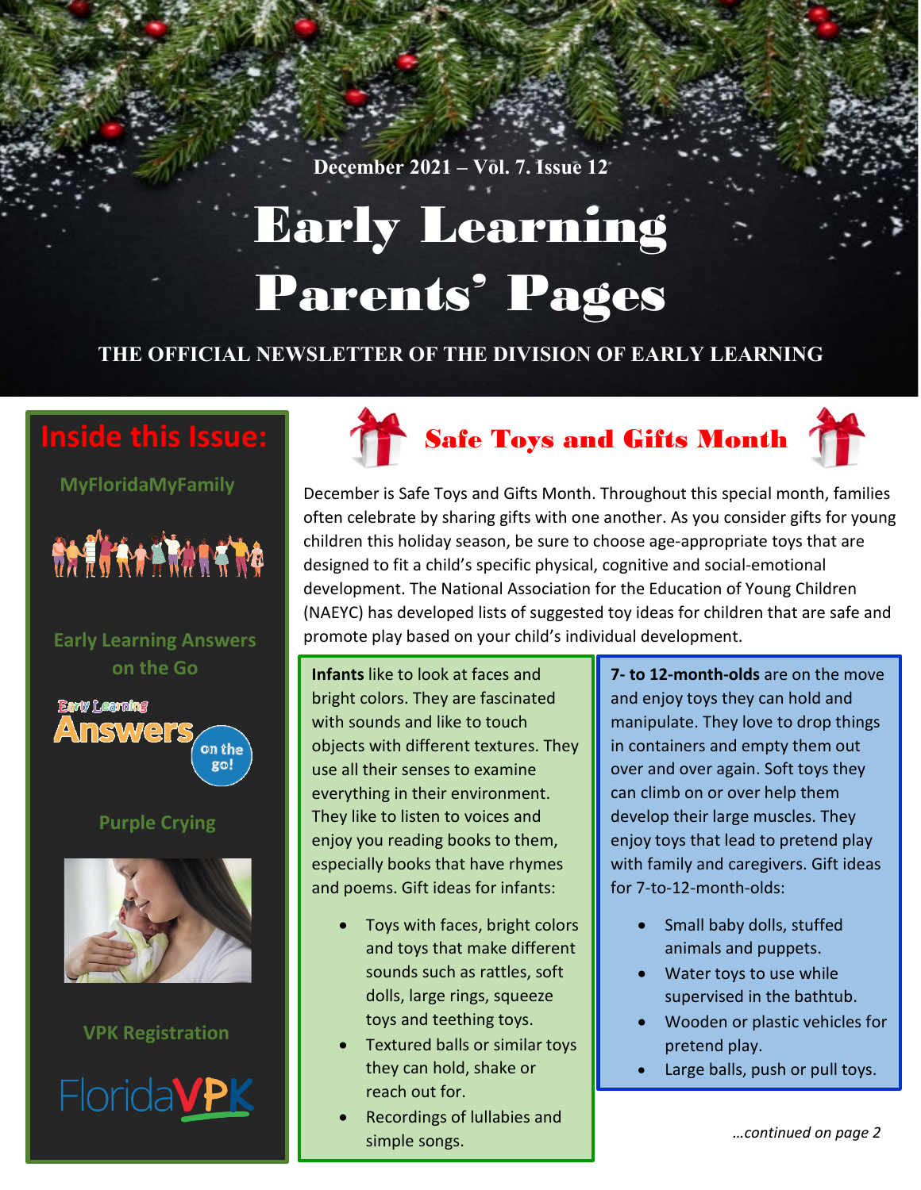December 2021 – Vol. 7. Issue 12

# Early Learning Parents' Pages

THE OFFICIAL NEWSLETTER OF THE DIVISION OF EARLY LEARNING

## Inside this Issue:

- MyFloridaMyFamily
- Early Learning Answers on the Go
- Purple Crying
- VPK Registration

## Safe Toys and Gifts Month

December is Safe Toys and Gifts Month. Throughout this special month, families often celebrate by sharing gifts with one another. As you consider gifts for young children this holiday season, be sure to choose age-appropriate toys that are designed to fit a child's specific physical, cognitive and social-emotional development. The National Association for the Education of Young Children (NAEYC) has developed lists of suggested toy ideas for children that are safe and promote play based on your child's individual development.

**Infants** like to look at faces and bright colors. They are fascinated with sounds and like to touch objects with different textures. They use all their senses to examine everything in their environment. They like to listen to voices and enjoy you reading books to them, especially books that have rhymes and poems. Gift ideas for infants:

- Toys with faces, bright colors and toys that make different sounds such as rattles, soft dolls, large rings, squeeze toys and teething toys.
- Textured balls or similar toys they can hold, shake or reach out for.
- Recordings of lullabies and simple songs.

**7- to 12-month-olds** are on the move and enjoy toys they can hold and manipulate. They love to drop things in containers and empty them out over and over again. Soft toys they can climb on or over help them develop their large muscles. They enjoy toys that lead to pretend play with family and caregivers. Gift ideas for 7-to-12-month-olds:

- Small baby dolls, stuffed animals and puppets.
- Water toys to use while supervised in the bathtub.
- Wooden or plastic vehicles for pretend play.
- Large balls, push or pull toys.

*…continued on page 2*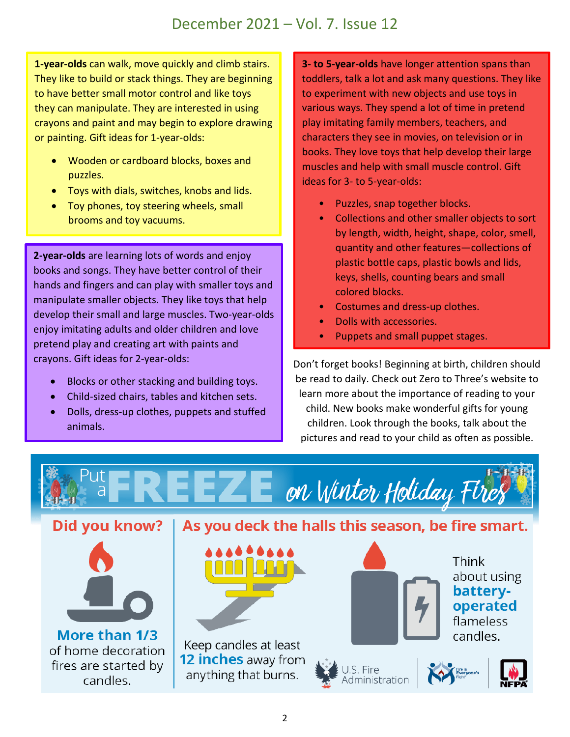**1-year-olds** can walk, move quickly and climb stairs. They like to build or stack things. They are beginning to have better small motor control and like toys they can manipulate. They are interested in using crayons and paint and may begin to explore drawing or painting. Gift ideas for 1-year-olds:

- Wooden or cardboard blocks, boxes and puzzles.
- Toys with dials, switches, knobs and lids.
- Toy phones, toy steering wheels, small brooms and toy vacuums.

**2-year-olds** are learning lots of words and enjoy books and songs. They have better control of their hands and fingers and can play with smaller toys and manipulate smaller objects. They like toys that help develop their small and large muscles. Two-year-olds enjoy imitating adults and older children and love pretend play and creating art with paints and crayons. Gift ideas for 2-year-olds:

- Blocks or other stacking and building toys.
- Child-sized chairs, tables and kitchen sets.
- Dolls, dress-up clothes, puppets and stuffed animals.

**3- to 5-year-olds** have longer attention spans than toddlers, talk a lot and ask many questions. They like to experiment with new objects and use toys in various ways. They spend a lot of time in pretend play imitating family members, teachers, and characters they see in movies, on television or in books. They love toys that help develop their large muscles and help with small muscle control. Gift ideas for 3- to 5-year-olds:

- Puzzles, snap together blocks.
- Collections and other smaller objects to sort by length, width, height, shape, color, smell, quantity and other features—collections of plastic bottle caps, plastic bowls and lids, keys, shells, counting bears and small colored blocks.
- Costumes and dress-up clothes.
- Dolls with accessories.
- Puppets and small puppet stages.

Don't forget books! Beginning at birth, children should be read to daily. Check out Zero to Three's website to learn more about the importance of reading to your child. New books make wonderful gifts for young children. Look through the books, talk about the pictures and read to your child as often as possible.

## Put a FREEZE on Winter Holiday Fires

### Did you know?

**More than 1/3** of home decoration fires are started by candles.

### As you deck the halls this season, be fire smart.

Keep candles at least **12 inches** away from anything that burns.

Think about using **battery-operated** flameless candles.

U.S. Fire Administration | Fire is Everyone's Fight | NFPA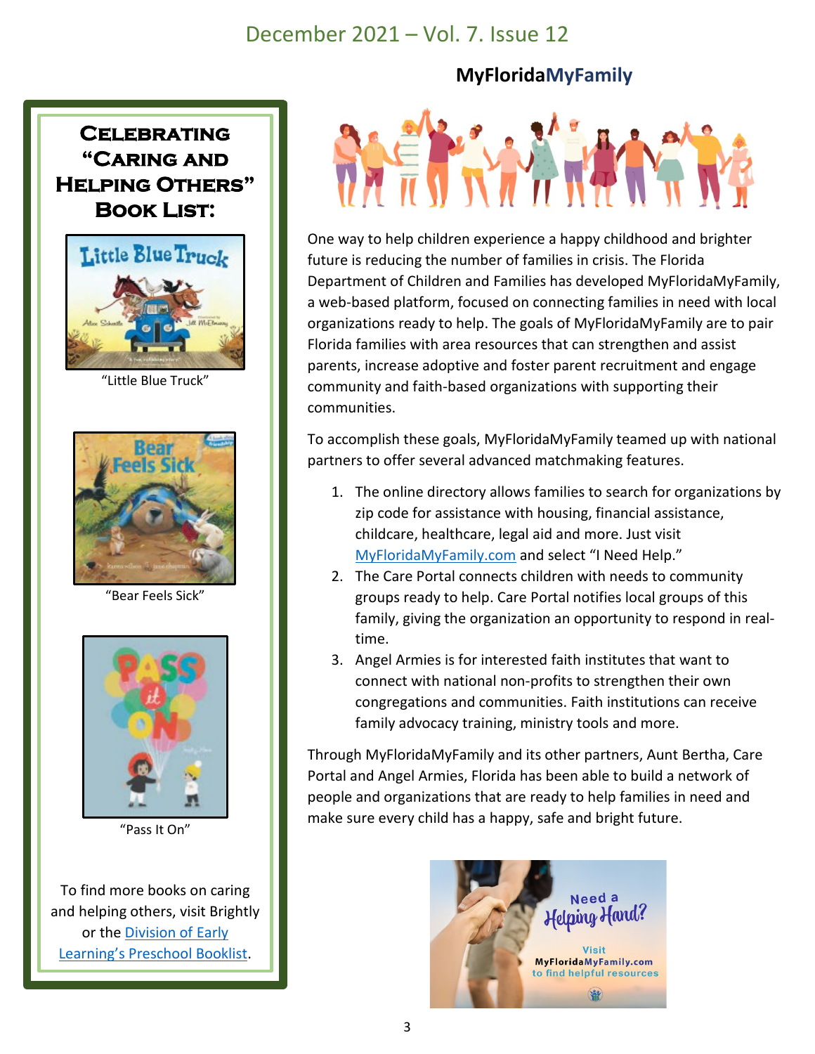## Celebrating "Caring and Helping Others" Book List:

"Little Blue Truck"

"Bear Feels Sick"

"Pass It On"

To find more books on caring and helping others, visit Brightly or the [Division of Early Learning's Preschool Booklist](#).

## MyFloridaMyFamily

One way to help children experience a happy childhood and brighter future is reducing the number of families in crisis. The Florida Department of Children and Families has developed MyFloridaMyFamily, a web-based platform, focused on connecting families in need with local organizations ready to help. The goals of MyFloridaMyFamily are to pair Florida families with area resources that can strengthen and assist parents, increase adoptive and foster parent recruitment and engage community and faith-based organizations with supporting their communities.

To accomplish these goals, MyFloridaMyFamily teamed up with national partners to offer several advanced matchmaking features.

1. The online directory allows families to search for organizations by zip code for assistance with housing, financial assistance, childcare, healthcare, legal aid and more. Just visit [MyFloridaMyFamily.com](#) and select "I Need Help."
2. The Care Portal connects children with needs to community groups ready to help. Care Portal notifies local groups of this family, giving the organization an opportunity to respond in real-time.
3. Angel Armies is for interested faith institutes that want to connect with national non-profits to strengthen their own congregations and communities. Faith institutions can receive family advocacy training, ministry tools and more.

Through MyFloridaMyFamily and its other partners, Aunt Bertha, Care Portal and Angel Armies, Florida has been able to build a network of people and organizations that are ready to help families in need and make sure every child has a happy, safe and bright future.

Need a Helping Hand?

Visit MyFloridaMyFamily.com to find helpful resources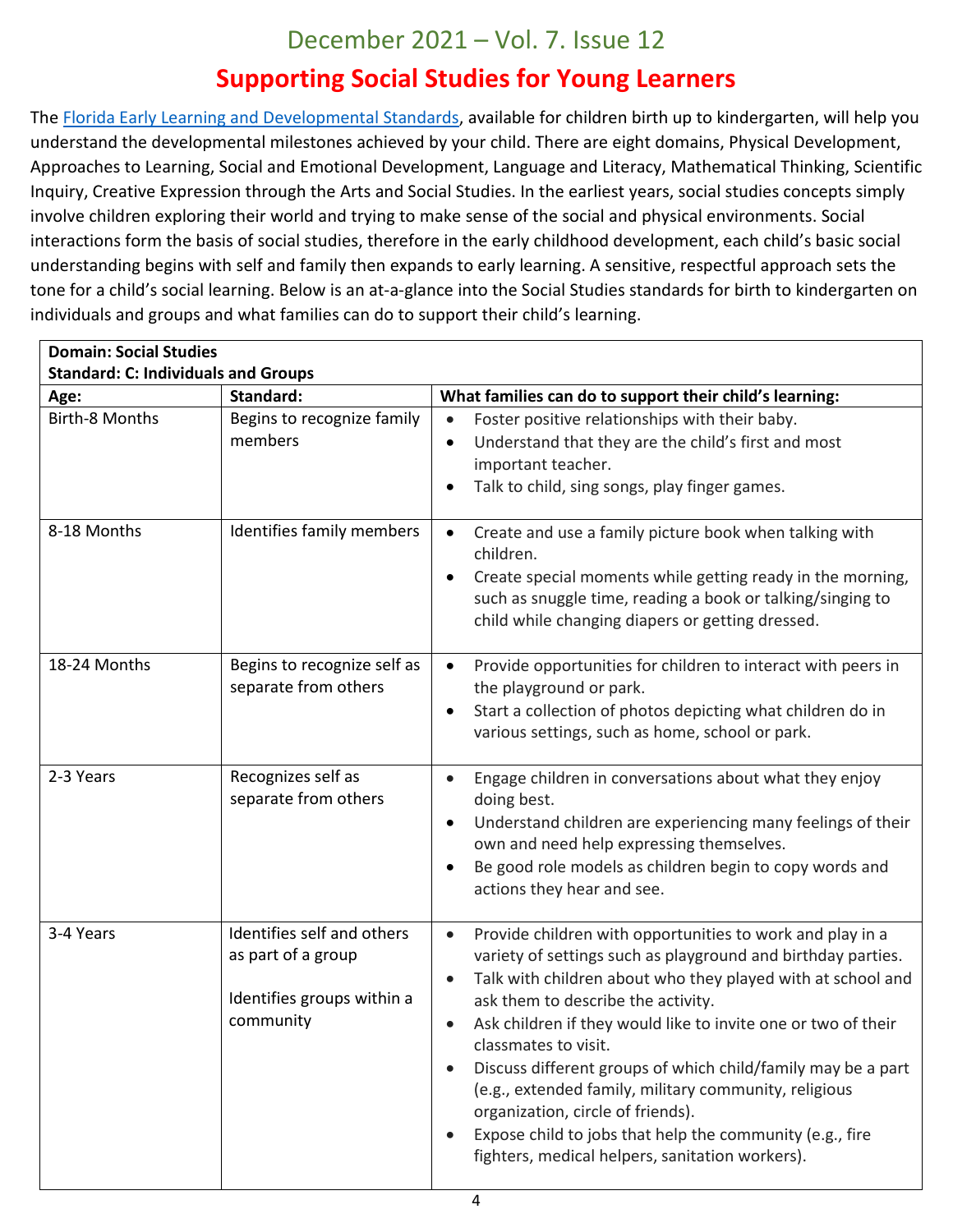December 2021 – Vol. 7. Issue 12

## Supporting Social Studies for Young Learners

The Florida Early Learning and Developmental Standards, available for children birth up to kindergarten, will help you understand the developmental milestones achieved by your child. There are eight domains, Physical Development, Approaches to Learning, Social and Emotional Development, Language and Literacy, Mathematical Thinking, Scientific Inquiry, Creative Expression through the Arts and Social Studies. In the earliest years, social studies concepts simply involve children exploring their world and trying to make sense of the social and physical environments. Social interactions form the basis of social studies, therefore in the early childhood development, each child's basic social understanding begins with self and family then expands to early learning. A sensitive, respectful approach sets the tone for a child's social learning. Below is an at-a-glance into the Social Studies standards for birth to kindergarten on individuals and groups and what families can do to support their child's learning.

| **Domain: Social Studies**<br>**Standard: C: Individuals and Groups** | | |
|---|---|---|
| **Age:** | **Standard:** | **What families can do to support their child's learning:** |
| Birth-8 Months | Begins to recognize family members | • Foster positive relationships with their baby.<br>• Understand that they are the child's first and most important teacher.<br>• Talk to child, sing songs, play finger games. |
| 8-18 Months | Identifies family members | • Create and use a family picture book when talking with children.<br>• Create special moments while getting ready in the morning, such as snuggle time, reading a book or talking/singing to child while changing diapers or getting dressed. |
| 18-24 Months | Begins to recognize self as separate from others | • Provide opportunities for children to interact with peers in the playground or park.<br>• Start a collection of photos depicting what children do in various settings, such as home, school or park. |
| 2-3 Years | Recognizes self as separate from others | • Engage children in conversations about what they enjoy doing best.<br>• Understand children are experiencing many feelings of their own and need help expressing themselves.<br>• Be good role models as children begin to copy words and actions they hear and see. |
| 3-4 Years | Identifies self and others as part of a group<br><br>Identifies groups within a community | • Provide children with opportunities to work and play in a variety of settings such as playground and birthday parties.<br>• Talk with children about who they played with at school and ask them to describe the activity.<br>• Ask children if they would like to invite one or two of their classmates to visit.<br>• Discuss different groups of which child/family may be a part (e.g., extended family, military community, religious organization, circle of friends).<br>• Expose child to jobs that help the community (e.g., fire fighters, medical helpers, sanitation workers). |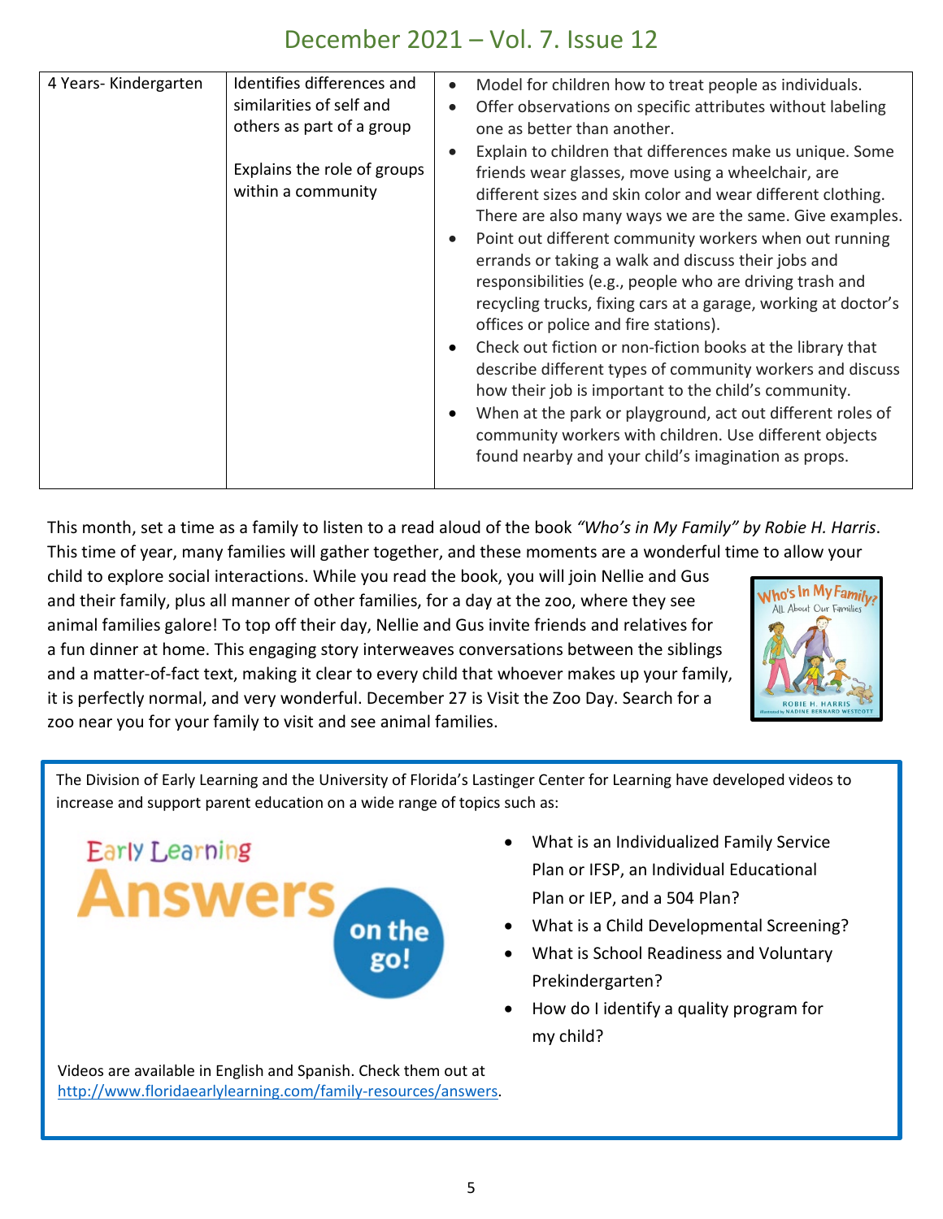| 4 Years- Kindergarten | Identifies differences and similarities of self and others as part of a group<br><br>Explains the role of groups within a community | • Model for children how to treat people as individuals.<br>• Offer observations on specific attributes without labeling one as better than another.<br>• Explain to children that differences make us unique. Some friends wear glasses, move using a wheelchair, are different sizes and skin color and wear different clothing. There are also many ways we are the same. Give examples.<br>• Point out different community workers when out running errands or taking a walk and discuss their jobs and responsibilities (e.g., people who are driving trash and recycling trucks, fixing cars at a garage, working at doctor's offices or police and fire stations).<br>• Check out fiction or non-fiction books at the library that describe different types of community workers and discuss how their job is important to the child's community.<br>• When at the park or playground, act out different roles of community workers with children. Use different objects found nearby and your child's imagination as props. |
|---|---|---|

This month, set a time as a family to listen to a read aloud of the book *"Who's in My Family" by Robie H. Harris*. This time of year, many families will gather together, and these moments are a wonderful time to allow your child to explore social interactions. While you read the book, you will join Nellie and Gus and their family, plus all manner of other families, for a day at the zoo, where they see animal families galore! To top off their day, Nellie and Gus invite friends and relatives for a fun dinner at home. This engaging story interweaves conversations between the siblings and a matter-of-fact text, making it clear to every child that whoever makes up your family, it is perfectly normal, and very wonderful. December 27 is Visit the Zoo Day. Search for a zoo near you for your family to visit and see animal families.

The Division of Early Learning and the University of Florida's Lastinger Center for Learning have developed videos to increase and support parent education on a wide range of topics such as:

Early Learning Answers on the go!

- What is an Individualized Family Service Plan or IFSP, an Individual Educational Plan or IEP, and a 504 Plan?
- What is a Child Developmental Screening?
- What is School Readiness and Voluntary Prekindergarten?
- How do I identify a quality program for my child?

Videos are available in English and Spanish. Check them out at http://www.floridaearlylearning.com/family-resources/answers.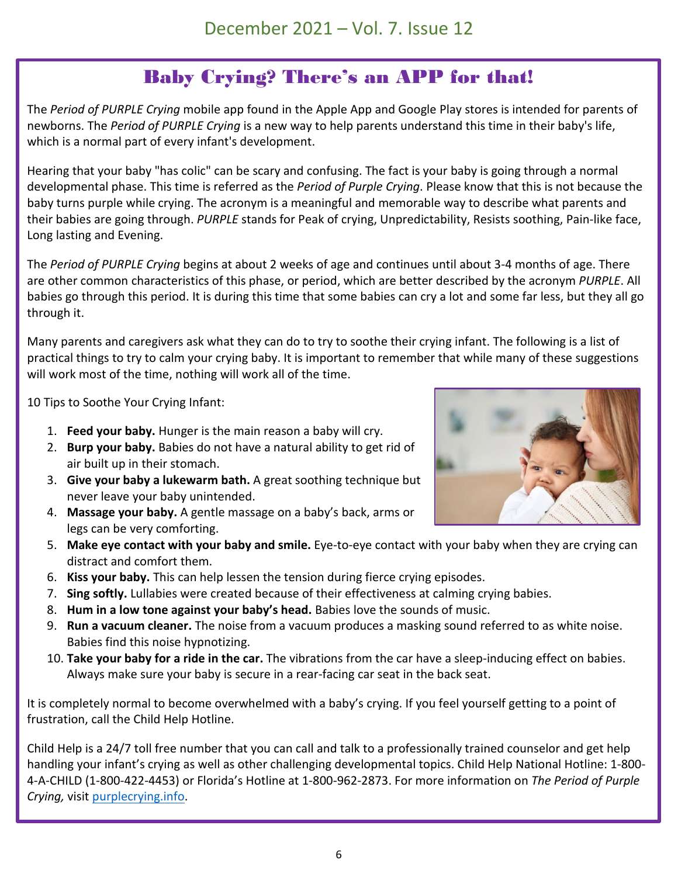# Baby Crying? There's an APP for that!

The *Period of PURPLE Crying* mobile app found in the Apple App and Google Play stores is intended for parents of newborns. The *Period of PURPLE Crying* is a new way to help parents understand this time in their baby's life, which is a normal part of every infant's development.

Hearing that your baby "has colic" can be scary and confusing. The fact is your baby is going through a normal developmental phase. This time is referred as the *Period of Purple Crying*. Please know that this is not because the baby turns purple while crying. The acronym is a meaningful and memorable way to describe what parents and their babies are going through. *PURPLE* stands for Peak of crying, Unpredictability, Resists soothing, Pain-like face, Long lasting and Evening.

The *Period of PURPLE Crying* begins at about 2 weeks of age and continues until about 3-4 months of age. There are other common characteristics of this phase, or period, which are better described by the acronym *PURPLE*. All babies go through this period. It is during this time that some babies can cry a lot and some far less, but they all go through it.

Many parents and caregivers ask what they can do to try to soothe their crying infant. The following is a list of practical things to try to calm your crying baby. It is important to remember that while many of these suggestions will work most of the time, nothing will work all of the time.

10 Tips to Soothe Your Crying Infant:

1. **Feed your baby.** Hunger is the main reason a baby will cry.
2. **Burp your baby.** Babies do not have a natural ability to get rid of air built up in their stomach.
3. **Give your baby a lukewarm bath.** A great soothing technique but never leave your baby unintended.
4. **Massage your baby.** A gentle massage on a baby's back, arms or legs can be very comforting.
5. **Make eye contact with your baby and smile.** Eye-to-eye contact with your baby when they are crying can distract and comfort them.
6. **Kiss your baby.** This can help lessen the tension during fierce crying episodes.
7. **Sing softly.** Lullabies were created because of their effectiveness at calming crying babies.
8. **Hum in a low tone against your baby's head.** Babies love the sounds of music.
9. **Run a vacuum cleaner.** The noise from a vacuum produces a masking sound referred to as white noise. Babies find this noise hypnotizing.
10. **Take your baby for a ride in the car.** The vibrations from the car have a sleep-inducing effect on babies. Always make sure your baby is secure in a rear-facing car seat in the back seat.

It is completely normal to become overwhelmed with a baby's crying. If you feel yourself getting to a point of frustration, call the Child Help Hotline.

Child Help is a 24/7 toll free number that you can call and talk to a professionally trained counselor and get help handling your infant's crying as well as other challenging developmental topics. Child Help National Hotline: 1-800-4-A-CHILD (1-800-422-4453) or Florida's Hotline at 1-800-962-2873. For more information on *The Period of Purple Crying,* visit [purplecrying.info](purplecrying.info).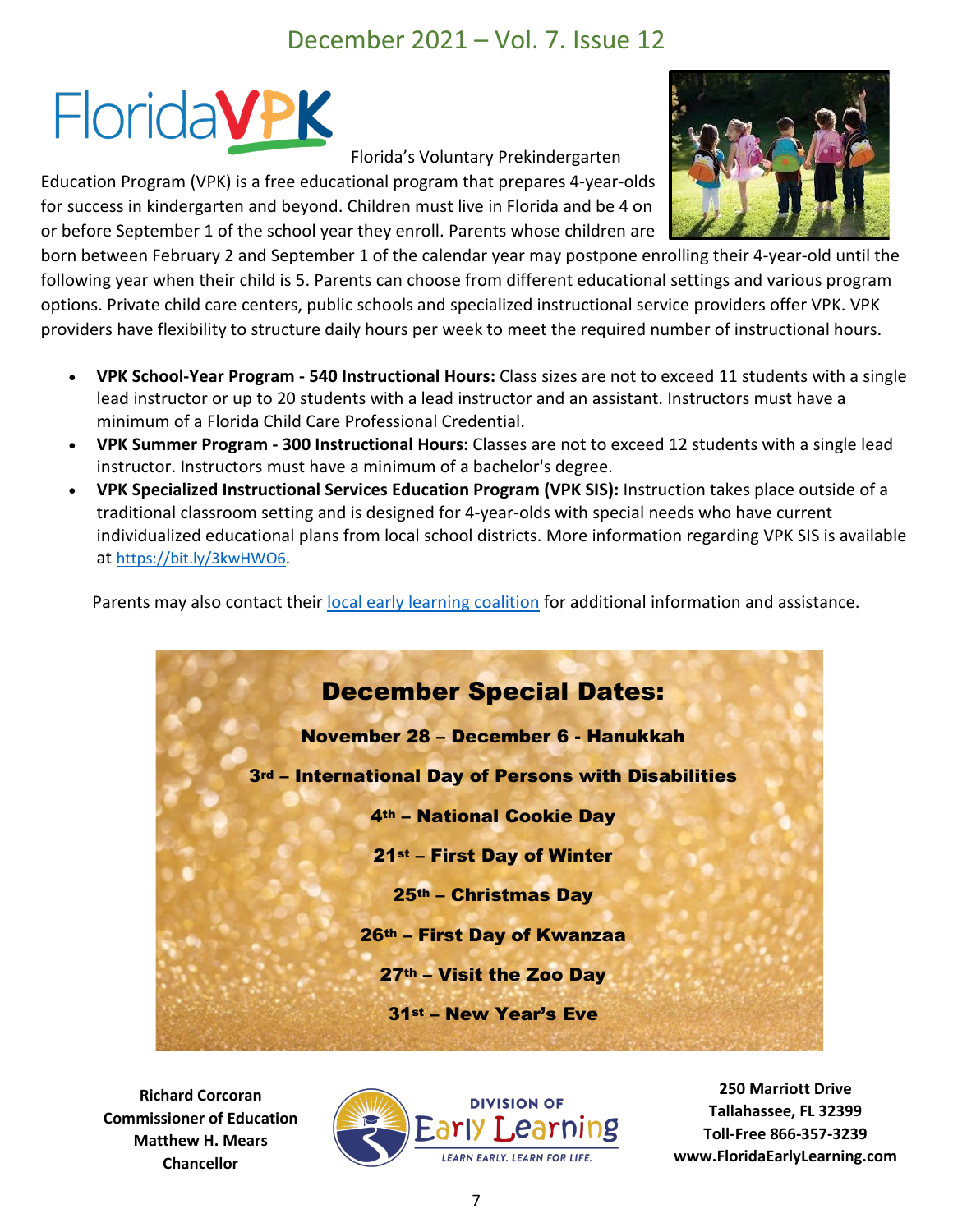# FloridaVPK

Florida's Voluntary Prekindergarten Education Program (VPK) is a free educational program that prepares 4-year-olds for success in kindergarten and beyond. Children must live in Florida and be 4 on or before September 1 of the school year they enroll. Parents whose children are born between February 2 and September 1 of the calendar year may postpone enrolling their 4-year-old until the following year when their child is 5. Parents can choose from different educational settings and various program options. Private child care centers, public schools and specialized instructional service providers offer VPK. VPK providers have flexibility to structure daily hours per week to meet the required number of instructional hours.

- **VPK School-Year Program - 540 Instructional Hours:** Class sizes are not to exceed 11 students with a single lead instructor or up to 20 students with a lead instructor and an assistant. Instructors must have a minimum of a Florida Child Care Professional Credential.
- **VPK Summer Program - 300 Instructional Hours:** Classes are not to exceed 12 students with a single lead instructor. Instructors must have a minimum of a bachelor's degree.
- **VPK Specialized Instructional Services Education Program (VPK SIS):** Instruction takes place outside of a traditional classroom setting and is designed for 4-year-olds with special needs who have current individualized educational plans from local school districts. More information regarding VPK SIS is available at https://bit.ly/3kwHWO6.

Parents may also contact their local early learning coalition for additional information and assistance.

## December Special Dates:

**November 28 – December 6 - Hanukkah**

**3rd – International Day of Persons with Disabilities**

**4th – National Cookie Day**

**21st – First Day of Winter**

**25th – Christmas Day**

**26th – First Day of Kwanzaa**

**27th – Visit the Zoo Day**

**31st – New Year's Eve**

**Richard Corcoran**
**Commissioner of Education**
**Matthew H. Mears**
**Chancellor**

DIVISION OF Early Learning
LEARN EARLY. LEARN FOR LIFE.

**250 Marriott Drive**
**Tallahassee, FL 32399**
**Toll-Free 866-357-3239**
**www.FloridaEarlyLearning.com**